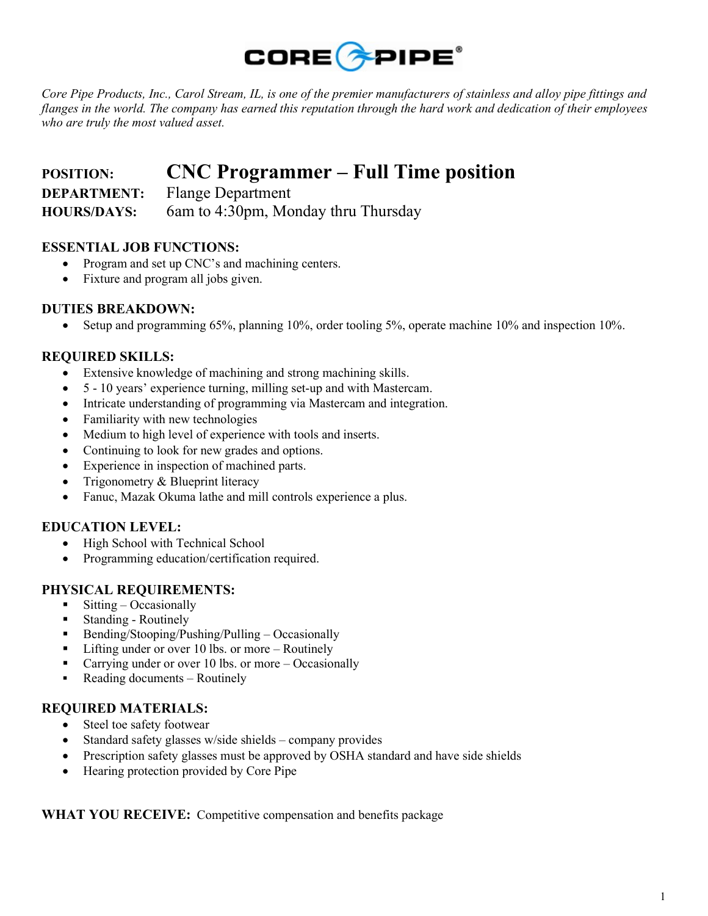CORE PIPE®

*Core Pipe Products, Inc., Carol Stream, IL, is one of the premier manufacturers of stainless and alloy pipe fittings and flanges in the world. The company has earned this reputation through the hard work and dedication of their employees who are truly the most valued asset.*

**POSITION:** **CNC Programmer – Full Time position**

**DEPARTMENT:** Flange Department

**HOURS/DAYS:** 6am to 4:30pm, Monday thru Thursday

## ESSENTIAL JOB FUNCTIONS:

- Program and set up CNC's and machining centers.
- Fixture and program all jobs given.

## DUTIES BREAKDOWN:

- Setup and programming 65%, planning 10%, order tooling 5%, operate machine 10% and inspection 10%.

## REQUIRED SKILLS:

- Extensive knowledge of machining and strong machining skills.
- 5 - 10 years' experience turning, milling set-up and with Mastercam.
- Intricate understanding of programming via Mastercam and integration.
- Familiarity with new technologies
- Medium to high level of experience with tools and inserts.
- Continuing to look for new grades and options.
- Experience in inspection of machined parts.
- Trigonometry & Blueprint literacy
- Fanuc, Mazak Okuma lathe and mill controls experience a plus.

## EDUCATION LEVEL:

- High School with Technical School
- Programming education/certification required.

## PHYSICAL REQUIREMENTS:

- Sitting – Occasionally
- Standing - Routinely
- Bending/Stooping/Pushing/Pulling – Occasionally
- Lifting under or over 10 lbs. or more – Routinely
- Carrying under or over 10 lbs. or more – Occasionally
- Reading documents – Routinely

## REQUIRED MATERIALS:

- Steel toe safety footwear
- Standard safety glasses w/side shields – company provides
- Prescription safety glasses must be approved by OSHA standard and have side shields
- Hearing protection provided by Core Pipe

**WHAT YOU RECEIVE:** Competitive compensation and benefits package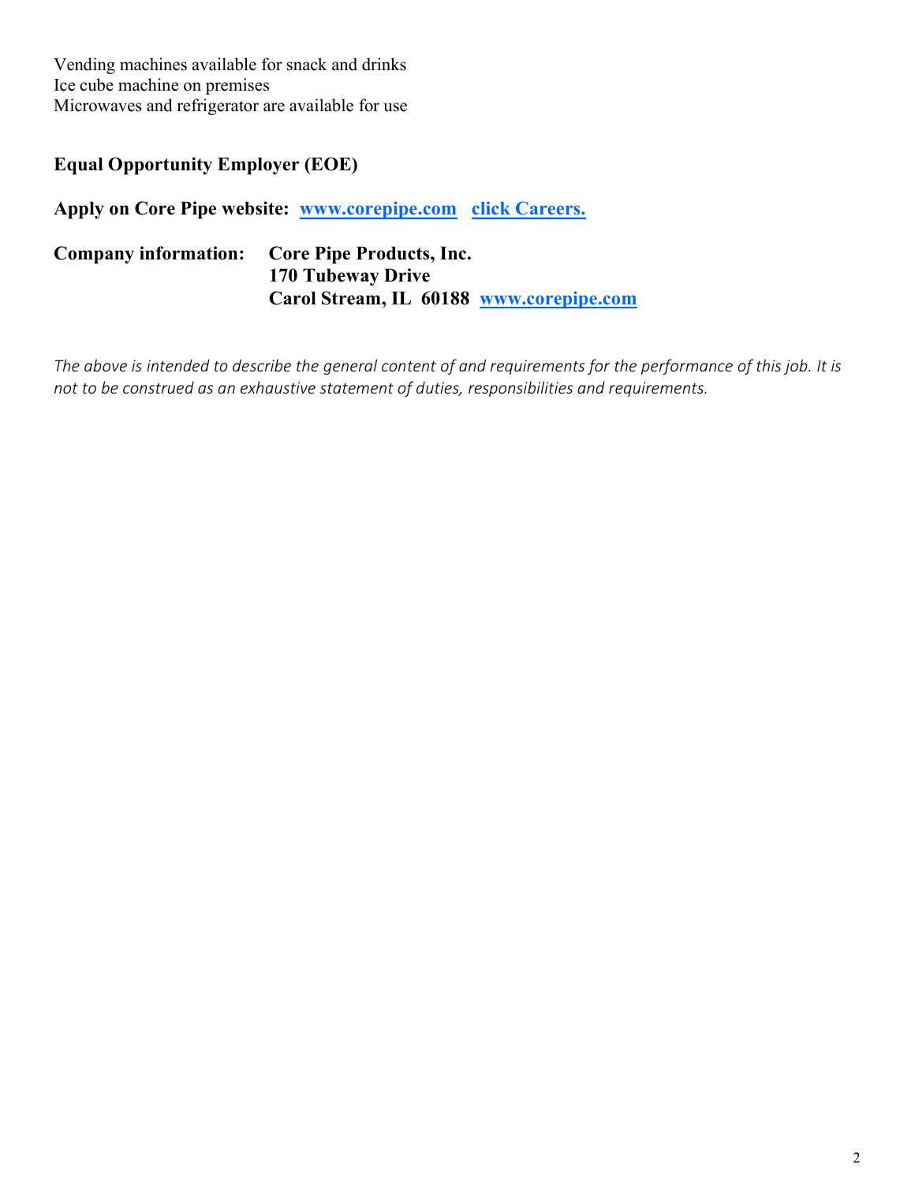Vending machines available for snack and drinks
Ice cube machine on premises
Microwaves and refrigerator are available for use

**Equal Opportunity Employer (EOE)**

**Apply on Core Pipe website: [www.corepipe.com](http://www.corepipe.com) [click Careers.](http://www.corepipe.com)**

**Company information:** **Core Pipe Products, Inc.**
**170 Tubeway Drive**
**Carol Stream, IL 60188 [www.corepipe.com](http://www.corepipe.com)**

*The above is intended to describe the general content of and requirements for the performance of this job. It is not to be construed as an exhaustive statement of duties, responsibilities and requirements.*